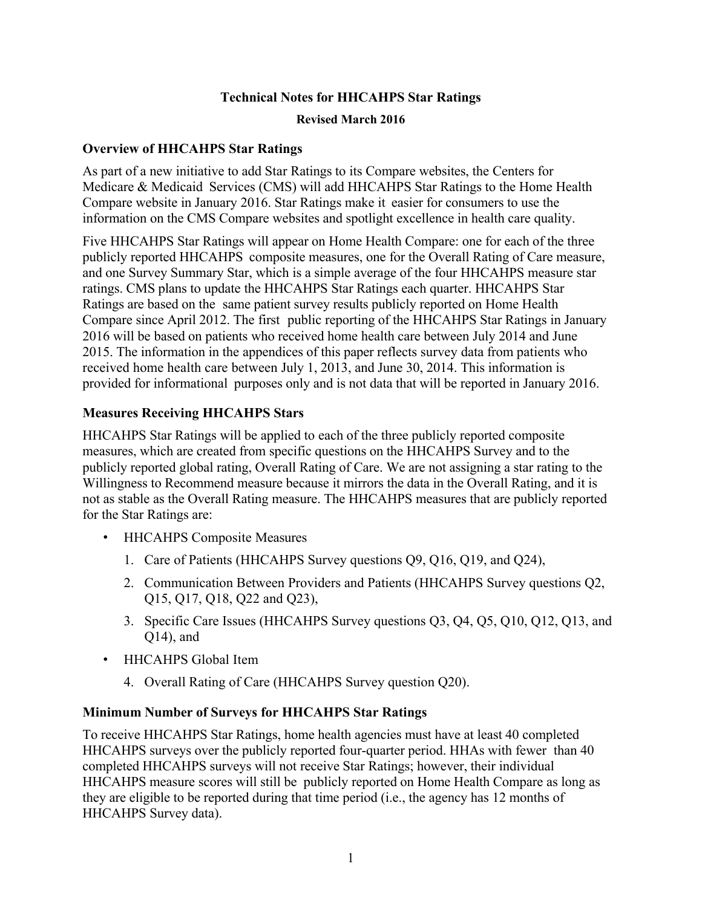# Technical Notes for HHCAHPS Star Ratings

**Revised March 2016**

## Overview of HHCAHPS Star Ratings

As part of a new initiative to add Star Ratings to its Compare websites, the Centers for Medicare & Medicaid Services (CMS) will add HHCAHPS Star Ratings to the Home Health Compare website in January 2016. Star Ratings make it easier for consumers to use the information on the CMS Compare websites and spotlight excellence in health care quality.

Five HHCAHPS Star Ratings will appear on Home Health Compare: one for each of the three publicly reported HHCAHPS composite measures, one for the Overall Rating of Care measure, and one Survey Summary Star, which is a simple average of the four HHCAHPS measure star ratings. CMS plans to update the HHCAHPS Star Ratings each quarter. HHCAHPS Star Ratings are based on the same patient survey results publicly reported on Home Health Compare since April 2012. The first public reporting of the HHCAHPS Star Ratings in January 2016 will be based on patients who received home health care between July 2014 and June 2015. The information in the appendices of this paper reflects survey data from patients who received home health care between July 1, 2013, and June 30, 2014. This information is provided for informational purposes only and is not data that will be reported in January 2016.

## Measures Receiving HHCAHPS Stars

HHCAHPS Star Ratings will be applied to each of the three publicly reported composite measures, which are created from specific questions on the HHCAHPS Survey and to the publicly reported global rating, Overall Rating of Care. We are not assigning a star rating to the Willingness to Recommend measure because it mirrors the data in the Overall Rating, and it is not as stable as the Overall Rating measure. The HHCAHPS measures that are publicly reported for the Star Ratings are:

- HHCAHPS Composite Measures
  1. Care of Patients (HHCAHPS Survey questions Q9, Q16, Q19, and Q24),
  2. Communication Between Providers and Patients (HHCAHPS Survey questions Q2, Q15, Q17, Q18, Q22 and Q23),
  3. Specific Care Issues (HHCAHPS Survey questions Q3, Q4, Q5, Q10, Q12, Q13, and Q14), and
- HHCAHPS Global Item
  4. Overall Rating of Care (HHCAHPS Survey question Q20).

## Minimum Number of Surveys for HHCAHPS Star Ratings

To receive HHCAHPS Star Ratings, home health agencies must have at least 40 completed HHCAHPS surveys over the publicly reported four-quarter period. HHAs with fewer than 40 completed HHCAHPS surveys will not receive Star Ratings; however, their individual HHCAHPS measure scores will still be publicly reported on Home Health Compare as long as they are eligible to be reported during that time period (i.e., the agency has 12 months of HHCAHPS Survey data).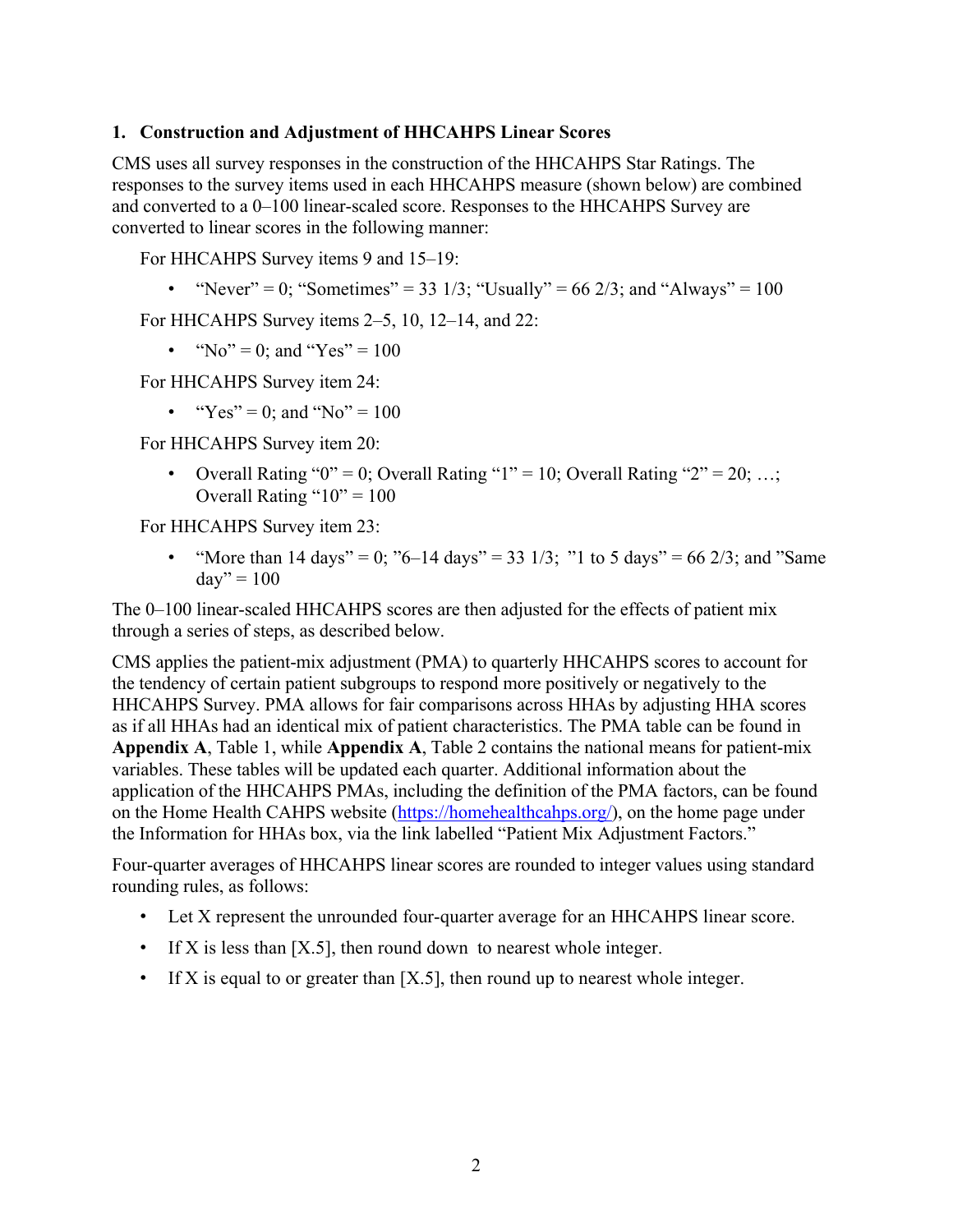## 1. Construction and Adjustment of HHCAHPS Linear Scores

CMS uses all survey responses in the construction of the HHCAHPS Star Ratings. The responses to the survey items used in each HHCAHPS measure (shown below) are combined and converted to a 0–100 linear-scaled score. Responses to the HHCAHPS Survey are converted to linear scores in the following manner:

For HHCAHPS Survey items 9 and 15–19:

- "Never" = 0; "Sometimes" = 33 1/3; "Usually" = 66 2/3; and "Always" = 100

For HHCAHPS Survey items 2–5, 10, 12–14, and 22:

- "No" = 0; and "Yes" = 100

For HHCAHPS Survey item 24:

- "Yes" = 0; and "No" = 100

For HHCAHPS Survey item 20:

- Overall Rating "0" = 0; Overall Rating "1" = 10; Overall Rating "2" = 20; …; Overall Rating "10" = 100

For HHCAHPS Survey item 23:

- "More than 14 days" = 0; "6–14 days" = 33 1/3; "1 to 5 days" = 66 2/3; and "Same day" = 100

The 0–100 linear-scaled HHCAHPS scores are then adjusted for the effects of patient mix through a series of steps, as described below.

CMS applies the patient-mix adjustment (PMA) to quarterly HHCAHPS scores to account for the tendency of certain patient subgroups to respond more positively or negatively to the HHCAHPS Survey. PMA allows for fair comparisons across HHAs by adjusting HHA scores as if all HHAs had an identical mix of patient characteristics. The PMA table can be found in **Appendix A**, Table 1, while **Appendix A**, Table 2 contains the national means for patient-mix variables. These tables will be updated each quarter. Additional information about the application of the HHCAHPS PMAs, including the definition of the PMA factors, can be found on the Home Health CAHPS website (https://homehealthcahps.org/), on the home page under the Information for HHAs box, via the link labelled "Patient Mix Adjustment Factors."

Four-quarter averages of HHCAHPS linear scores are rounded to integer values using standard rounding rules, as follows:

- Let X represent the unrounded four-quarter average for an HHCAHPS linear score.
- If X is less than [X.5], then round down to nearest whole integer.
- If X is equal to or greater than [X.5], then round up to nearest whole integer.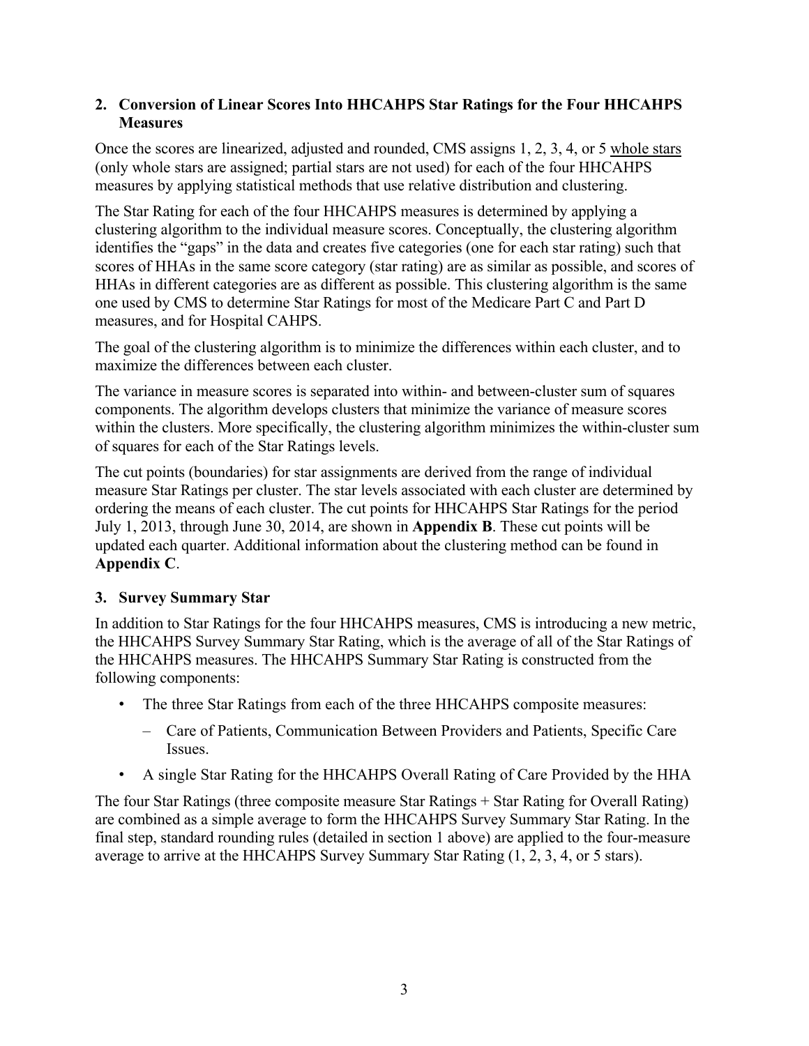## 2. Conversion of Linear Scores Into HHCAHPS Star Ratings for the Four HHCAHPS Measures

Once the scores are linearized, adjusted and rounded, CMS assigns 1, 2, 3, 4, or 5 whole stars (only whole stars are assigned; partial stars are not used) for each of the four HHCAHPS measures by applying statistical methods that use relative distribution and clustering.

The Star Rating for each of the four HHCAHPS measures is determined by applying a clustering algorithm to the individual measure scores. Conceptually, the clustering algorithm identifies the "gaps" in the data and creates five categories (one for each star rating) such that scores of HHAs in the same score category (star rating) are as similar as possible, and scores of HHAs in different categories are as different as possible. This clustering algorithm is the same one used by CMS to determine Star Ratings for most of the Medicare Part C and Part D measures, and for Hospital CAHPS.

The goal of the clustering algorithm is to minimize the differences within each cluster, and to maximize the differences between each cluster.

The variance in measure scores is separated into within- and between-cluster sum of squares components. The algorithm develops clusters that minimize the variance of measure scores within the clusters. More specifically, the clustering algorithm minimizes the within-cluster sum of squares for each of the Star Ratings levels.

The cut points (boundaries) for star assignments are derived from the range of individual measure Star Ratings per cluster. The star levels associated with each cluster are determined by ordering the means of each cluster. The cut points for HHCAHPS Star Ratings for the period July 1, 2013, through June 30, 2014, are shown in **Appendix B**. These cut points will be updated each quarter. Additional information about the clustering method can be found in **Appendix C**.

## 3. Survey Summary Star

In addition to Star Ratings for the four HHCAHPS measures, CMS is introducing a new metric, the HHCAHPS Survey Summary Star Rating, which is the average of all of the Star Ratings of the HHCAHPS measures. The HHCAHPS Summary Star Rating is constructed from the following components:

- The three Star Ratings from each of the three HHCAHPS composite measures:
  - Care of Patients, Communication Between Providers and Patients, Specific Care Issues.
- A single Star Rating for the HHCAHPS Overall Rating of Care Provided by the HHA

The four Star Ratings (three composite measure Star Ratings + Star Rating for Overall Rating) are combined as a simple average to form the HHCAHPS Survey Summary Star Rating. In the final step, standard rounding rules (detailed in section 1 above) are applied to the four-measure average to arrive at the HHCAHPS Survey Summary Star Rating (1, 2, 3, 4, or 5 stars).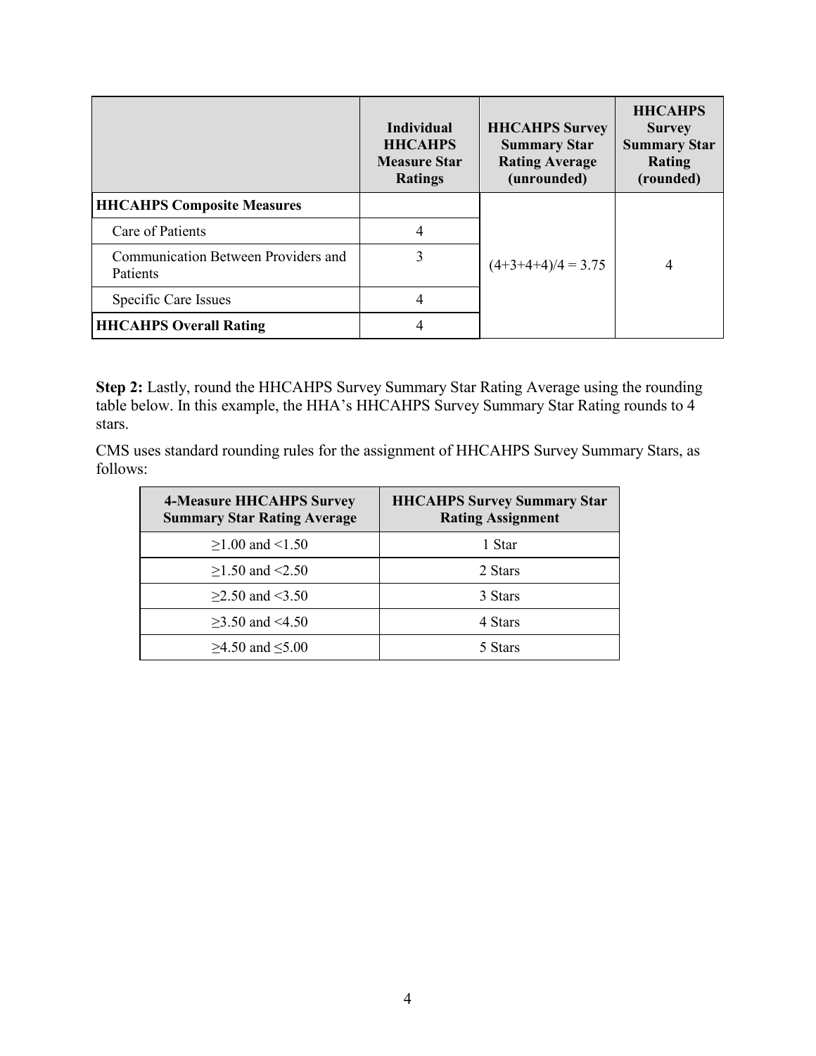| | Individual HHCAHPS Measure Star Ratings | HHCAHPS Survey Summary Star Rating Average (unrounded) | HHCAHPS Survey Summary Star Rating (rounded) |
|---|---|---|---|
| **HHCAHPS Composite Measures** | | (4+3+4+4)/4 = 3.75 | 4 |
| Care of Patients | 4 | | |
| Communication Between Providers and Patients | 3 | | |
| Specific Care Issues | 4 | | |
| **HHCAHPS Overall Rating** | 4 | | |

**Step 2:** Lastly, round the HHCAHPS Survey Summary Star Rating Average using the rounding table below. In this example, the HHA's HHCAHPS Survey Summary Star Rating rounds to 4 stars.

CMS uses standard rounding rules for the assignment of HHCAHPS Survey Summary Stars, as follows:

| 4-Measure HHCAHPS Survey Summary Star Rating Average | HHCAHPS Survey Summary Star Rating Assignment |
|---|---|
| ≥1.00 and <1.50 | 1 Star |
| ≥1.50 and <2.50 | 2 Stars |
| ≥2.50 and <3.50 | 3 Stars |
| ≥3.50 and <4.50 | 4 Stars |
| ≥4.50 and ≤5.00 | 5 Stars |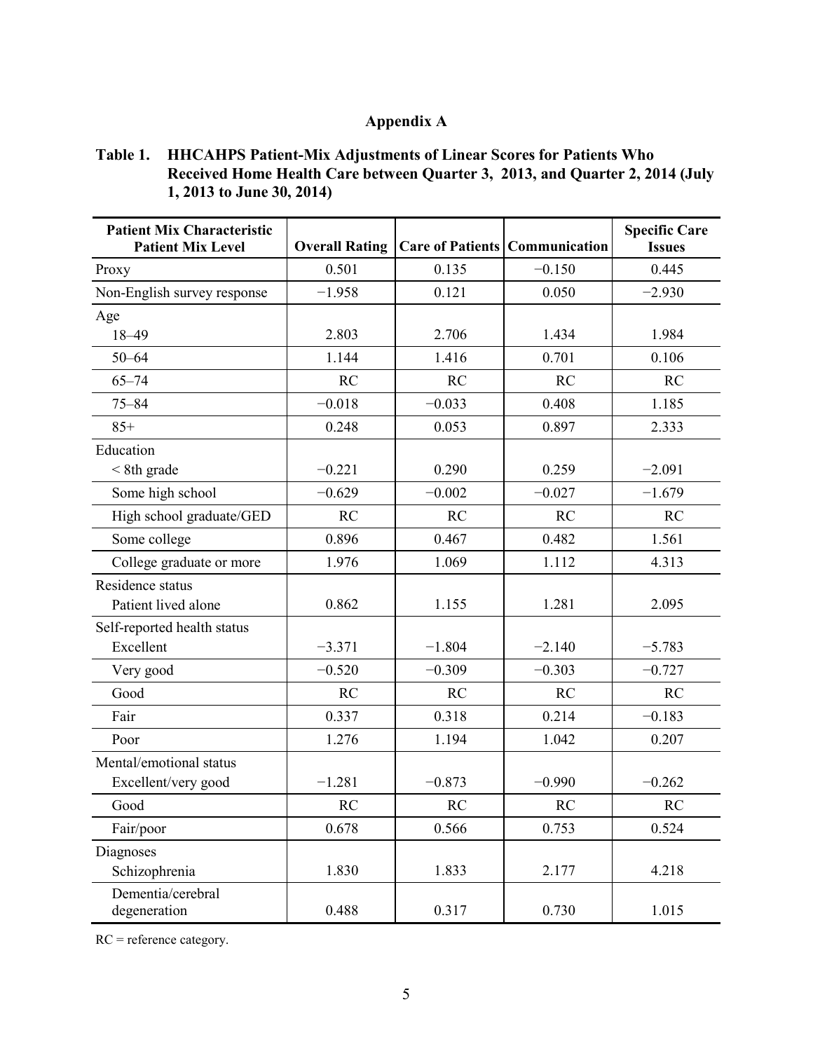# Appendix A

**Table 1. HHCAHPS Patient-Mix Adjustments of Linear Scores for Patients Who Received Home Health Care between Quarter 3, 2013, and Quarter 2, 2014 (July 1, 2013 to June 30, 2014)**

| Patient Mix Characteristic Patient Mix Level | Overall Rating | Care of Patients | Communication | Specific Care Issues |
|---|---|---|---|---|
| Proxy | 0.501 | 0.135 | −0.150 | 0.445 |
| Non-English survey response | −1.958 | 0.121 | 0.050 | −2.930 |
| Age | | | | |
| 18–49 | 2.803 | 2.706 | 1.434 | 1.984 |
| 50–64 | 1.144 | 1.416 | 0.701 | 0.106 |
| 65–74 | RC | RC | RC | RC |
| 75–84 | −0.018 | −0.033 | 0.408 | 1.185 |
| 85+ | 0.248 | 0.053 | 0.897 | 2.333 |
| Education | | | | |
| < 8th grade | −0.221 | 0.290 | 0.259 | −2.091 |
| Some high school | −0.629 | −0.002 | −0.027 | −1.679 |
| High school graduate/GED | RC | RC | RC | RC |
| Some college | 0.896 | 0.467 | 0.482 | 1.561 |
| College graduate or more | 1.976 | 1.069 | 1.112 | 4.313 |
| Residence status | | | | |
| Patient lived alone | 0.862 | 1.155 | 1.281 | 2.095 |
| Self-reported health status | | | | |
| Excellent | −3.371 | −1.804 | −2.140 | −5.783 |
| Very good | −0.520 | −0.309 | −0.303 | −0.727 |
| Good | RC | RC | RC | RC |
| Fair | 0.337 | 0.318 | 0.214 | −0.183 |
| Poor | 1.276 | 1.194 | 1.042 | 0.207 |
| Mental/emotional status | | | | |
| Excellent/very good | −1.281 | −0.873 | −0.990 | −0.262 |
| Good | RC | RC | RC | RC |
| Fair/poor | 0.678 | 0.566 | 0.753 | 0.524 |
| Diagnoses | | | | |
| Schizophrenia | 1.830 | 1.833 | 2.177 | 4.218 |
| Dementia/cerebral degeneration | 0.488 | 0.317 | 0.730 | 1.015 |

RC = reference category.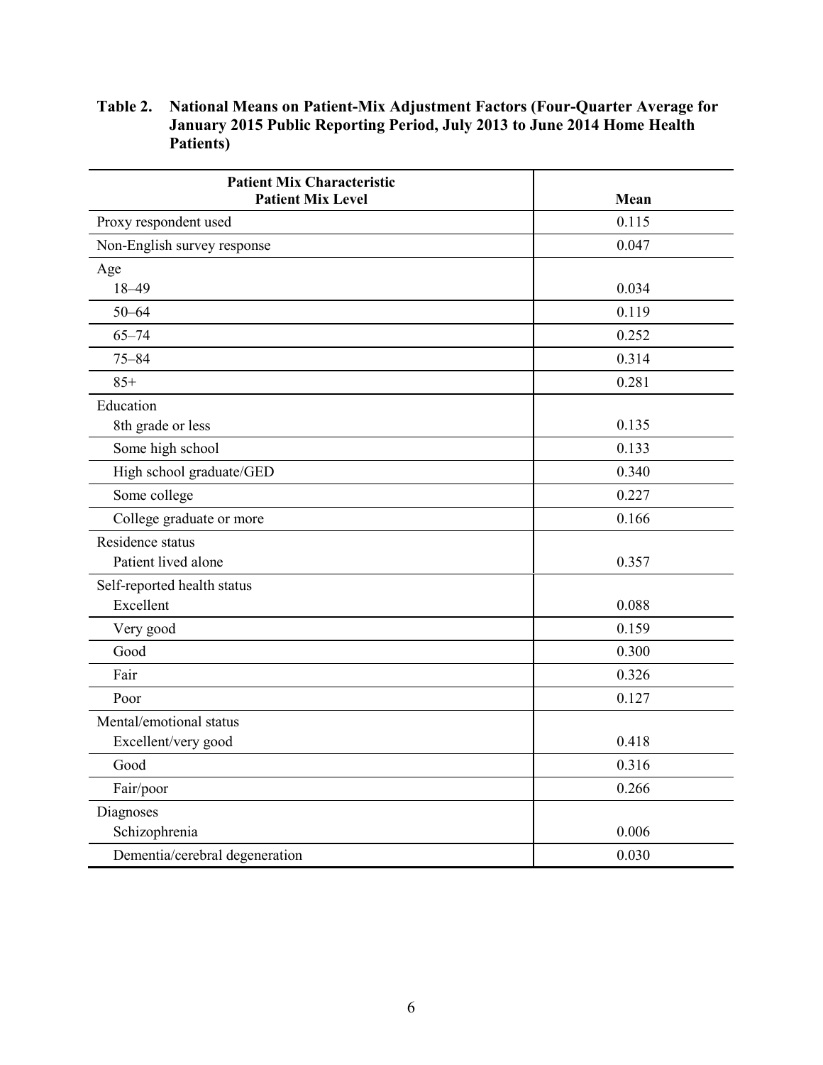**Table 2. National Means on Patient-Mix Adjustment Factors (Four-Quarter Average for January 2015 Public Reporting Period, July 2013 to June 2014 Home Health Patients)**

| Patient Mix Characteristic<br>Patient Mix Level | Mean |
|---|---|
| Proxy respondent used | 0.115 |
| Non-English survey response | 0.047 |
| Age<br>18–49 | 0.034 |
| 50–64 | 0.119 |
| 65–74 | 0.252 |
| 75–84 | 0.314 |
| 85+ | 0.281 |
| Education<br>8th grade or less | 0.135 |
| Some high school | 0.133 |
| High school graduate/GED | 0.340 |
| Some college | 0.227 |
| College graduate or more | 0.166 |
| Residence status<br>Patient lived alone | 0.357 |
| Self-reported health status<br>Excellent | 0.088 |
| Very good | 0.159 |
| Good | 0.300 |
| Fair | 0.326 |
| Poor | 0.127 |
| Mental/emotional status<br>Excellent/very good | 0.418 |
| Good | 0.316 |
| Fair/poor | 0.266 |
| Diagnoses<br>Schizophrenia | 0.006 |
| Dementia/cerebral degeneration | 0.030 |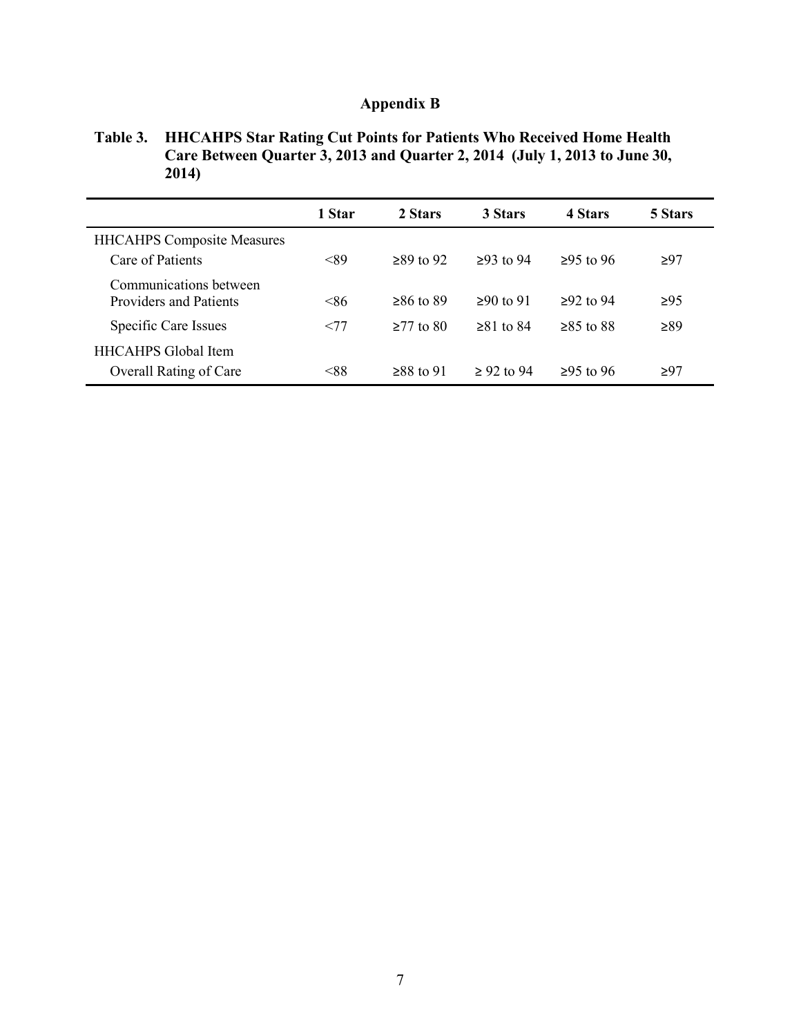# Appendix B

**Table 3. HHCAHPS Star Rating Cut Points for Patients Who Received Home Health Care Between Quarter 3, 2013 and Quarter 2, 2014 (July 1, 2013 to June 30, 2014)**

| | 1 Star | 2 Stars | 3 Stars | 4 Stars | 5 Stars |
|---|---|---|---|---|---|
| HHCAHPS Composite Measures | | | | | |
| Care of Patients | <89 | ≥89 to 92 | ≥93 to 94 | ≥95 to 96 | ≥97 |
| Communications between Providers and Patients | <86 | ≥86 to 89 | ≥90 to 91 | ≥92 to 94 | ≥95 |
| Specific Care Issues | <77 | ≥77 to 80 | ≥81 to 84 | ≥85 to 88 | ≥89 |
| HHCAHPS Global Item | | | | | |
| Overall Rating of Care | <88 | ≥88 to 91 | ≥ 92 to 94 | ≥95 to 96 | ≥97 |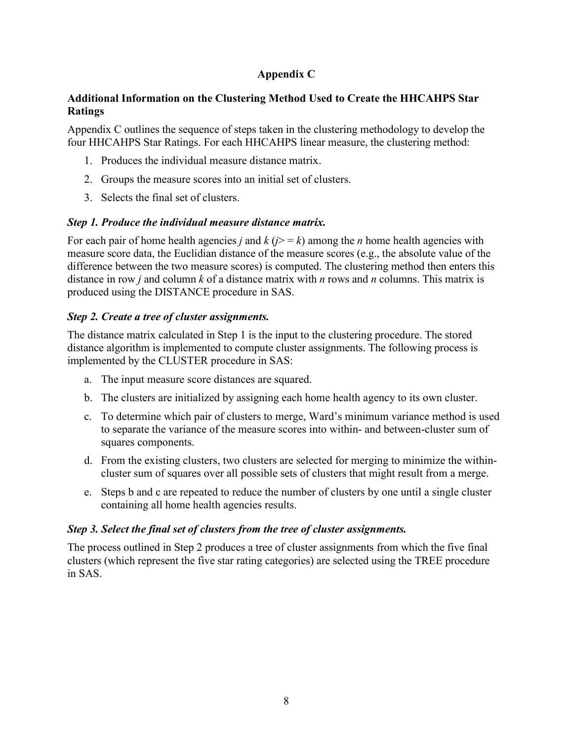## Appendix C

### Additional Information on the Clustering Method Used to Create the HHCAHPS Star Ratings

Appendix C outlines the sequence of steps taken in the clustering methodology to develop the four HHCAHPS Star Ratings. For each HHCAHPS linear measure, the clustering method:

1. Produces the individual measure distance matrix.
2. Groups the measure scores into an initial set of clusters.
3. Selects the final set of clusters.

#### *Step 1. Produce the individual measure distance matrix.*

For each pair of home health agencies $j$ and $k$ ($j >= k$) among the $n$ home health agencies with measure score data, the Euclidian distance of the measure scores (e.g., the absolute value of the difference between the two measure scores) is computed. The clustering method then enters this distance in row $j$ and column $k$ of a distance matrix with $n$ rows and $n$ columns. This matrix is produced using the DISTANCE procedure in SAS.

#### *Step 2. Create a tree of cluster assignments.*

The distance matrix calculated in Step 1 is the input to the clustering procedure. The stored distance algorithm is implemented to compute cluster assignments. The following process is implemented by the CLUSTER procedure in SAS:

a. The input measure score distances are squared.

b. The clusters are initialized by assigning each home health agency to its own cluster.

c. To determine which pair of clusters to merge, Ward's minimum variance method is used to separate the variance of the measure scores into within- and between-cluster sum of squares components.

d. From the existing clusters, two clusters are selected for merging to minimize the within-cluster sum of squares over all possible sets of clusters that might result from a merge.

e. Steps b and c are repeated to reduce the number of clusters by one until a single cluster containing all home health agencies results.

#### *Step 3. Select the final set of clusters from the tree of cluster assignments.*

The process outlined in Step 2 produces a tree of cluster assignments from which the five final clusters (which represent the five star rating categories) are selected using the TREE procedure in SAS.